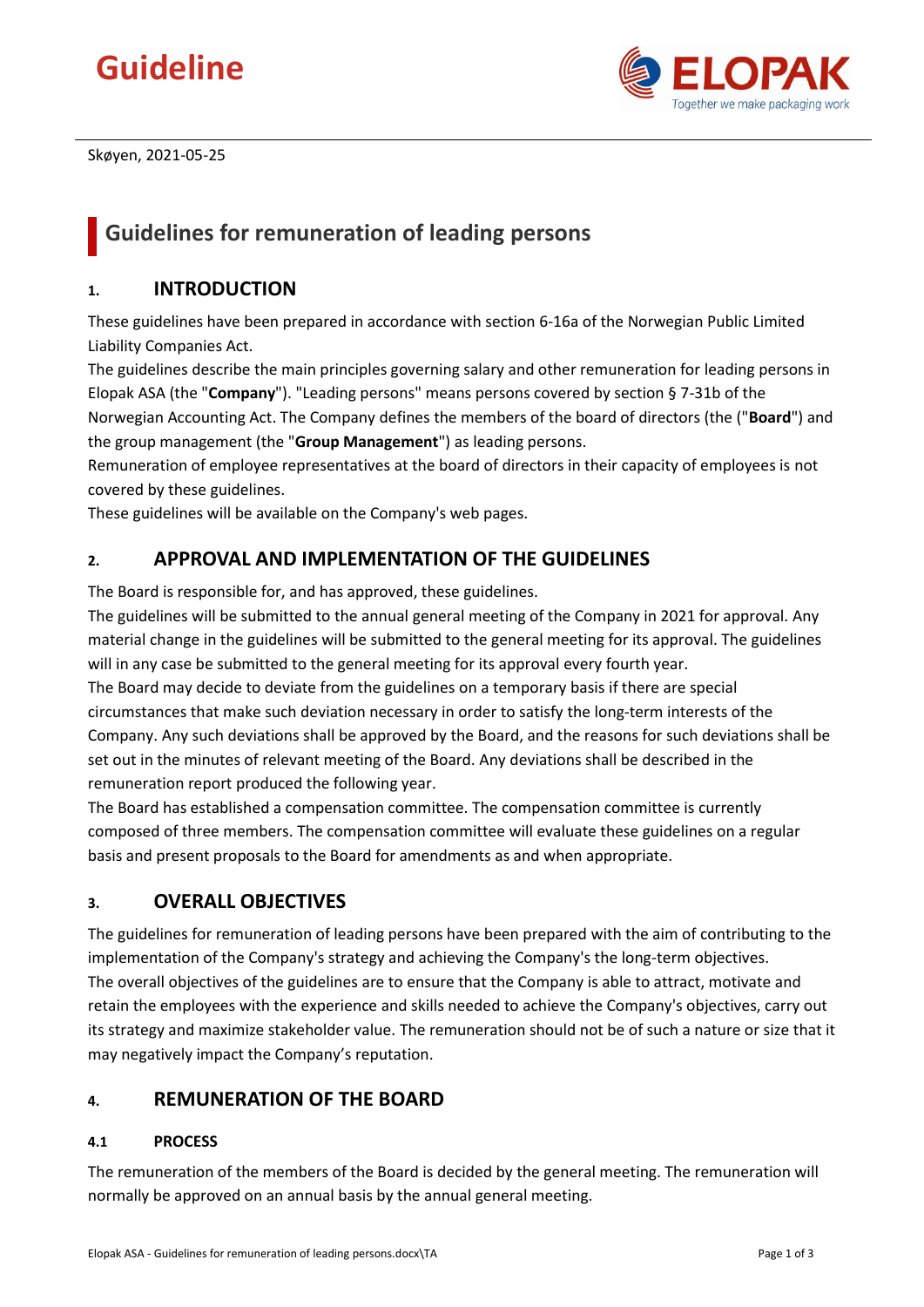# Guideline

Skøyen, 2021-05-25

## Guidelines for remuneration of leading persons

### 1. INTRODUCTION

These guidelines have been prepared in accordance with section 6-16a of the Norwegian Public Limited Liability Companies Act.

The guidelines describe the main principles governing salary and other remuneration for leading persons in Elopak ASA (the "**Company**"). "Leading persons" means persons covered by section § 7-31b of the Norwegian Accounting Act. The Company defines the members of the board of directors (the ("**Board**") and the group management (the "**Group Management**") as leading persons.

Remuneration of employee representatives at the board of directors in their capacity of employees is not covered by these guidelines.

These guidelines will be available on the Company's web pages.

### 2. APPROVAL AND IMPLEMENTATION OF THE GUIDELINES

The Board is responsible for, and has approved, these guidelines.

The guidelines will be submitted to the annual general meeting of the Company in 2021 for approval. Any material change in the guidelines will be submitted to the general meeting for its approval. The guidelines will in any case be submitted to the general meeting for its approval every fourth year.

The Board may decide to deviate from the guidelines on a temporary basis if there are special circumstances that make such deviation necessary in order to satisfy the long-term interests of the Company. Any such deviations shall be approved by the Board, and the reasons for such deviations shall be set out in the minutes of relevant meeting of the Board. Any deviations shall be described in the remuneration report produced the following year.

The Board has established a compensation committee. The compensation committee is currently composed of three members. The compensation committee will evaluate these guidelines on a regular basis and present proposals to the Board for amendments as and when appropriate.

### 3. OVERALL OBJECTIVES

The guidelines for remuneration of leading persons have been prepared with the aim of contributing to the implementation of the Company's strategy and achieving the Company's the long-term objectives.

The overall objectives of the guidelines are to ensure that the Company is able to attract, motivate and retain the employees with the experience and skills needed to achieve the Company's objectives, carry out its strategy and maximize stakeholder value. The remuneration should not be of such a nature or size that it may negatively impact the Company's reputation.

### 4. REMUNERATION OF THE BOARD

#### 4.1 PROCESS

The remuneration of the members of the Board is decided by the general meeting. The remuneration will normally be approved on an annual basis by the annual general meeting.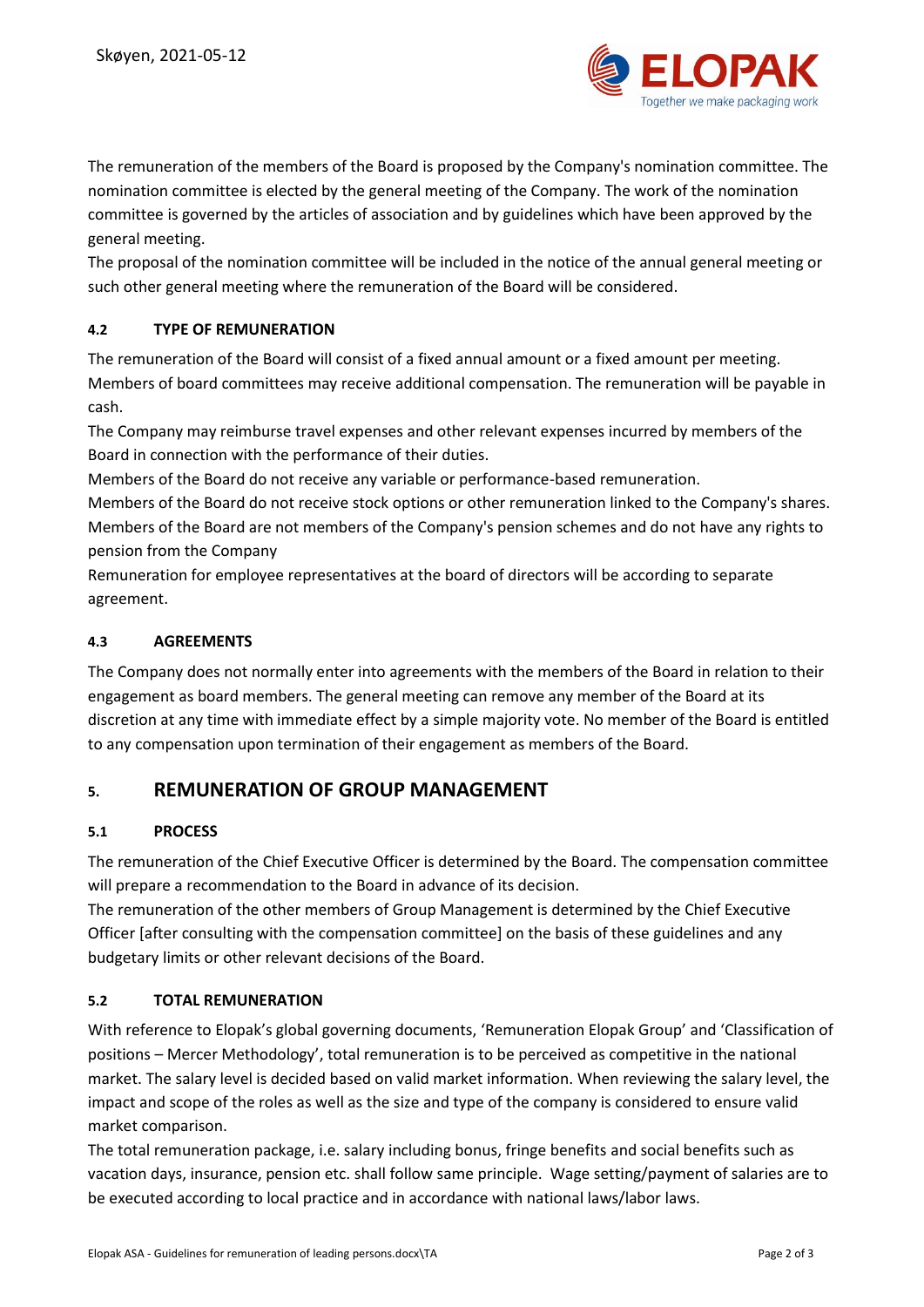The remuneration of the members of the Board is proposed by the Company's nomination committee. The nomination committee is elected by the general meeting of the Company. The work of the nomination committee is governed by the articles of association and by guidelines which have been approved by the general meeting.

The proposal of the nomination committee will be included in the notice of the annual general meeting or such other general meeting where the remuneration of the Board will be considered.

### 4.2 TYPE OF REMUNERATION

The remuneration of the Board will consist of a fixed annual amount or a fixed amount per meeting. Members of board committees may receive additional compensation. The remuneration will be payable in cash.

The Company may reimburse travel expenses and other relevant expenses incurred by members of the Board in connection with the performance of their duties.

Members of the Board do not receive any variable or performance-based remuneration.

Members of the Board do not receive stock options or other remuneration linked to the Company's shares.

Members of the Board are not members of the Company's pension schemes and do not have any rights to pension from the Company

Remuneration for employee representatives at the board of directors will be according to separate agreement.

### 4.3 AGREEMENTS

The Company does not normally enter into agreements with the members of the Board in relation to their engagement as board members. The general meeting can remove any member of the Board at its discretion at any time with immediate effect by a simple majority vote. No member of the Board is entitled to any compensation upon termination of their engagement as members of the Board.

## 5. REMUNERATION OF GROUP MANAGEMENT

### 5.1 PROCESS

The remuneration of the Chief Executive Officer is determined by the Board. The compensation committee will prepare a recommendation to the Board in advance of its decision.

The remuneration of the other members of Group Management is determined by the Chief Executive Officer [after consulting with the compensation committee] on the basis of these guidelines and any budgetary limits or other relevant decisions of the Board.

### 5.2 TOTAL REMUNERATION

With reference to Elopak's global governing documents, 'Remuneration Elopak Group' and 'Classification of positions – Mercer Methodology', total remuneration is to be perceived as competitive in the national market. The salary level is decided based on valid market information. When reviewing the salary level, the impact and scope of the roles as well as the size and type of the company is considered to ensure valid market comparison.

The total remuneration package, i.e. salary including bonus, fringe benefits and social benefits such as vacation days, insurance, pension etc. shall follow same principle. Wage setting/payment of salaries are to be executed according to local practice and in accordance with national laws/labor laws.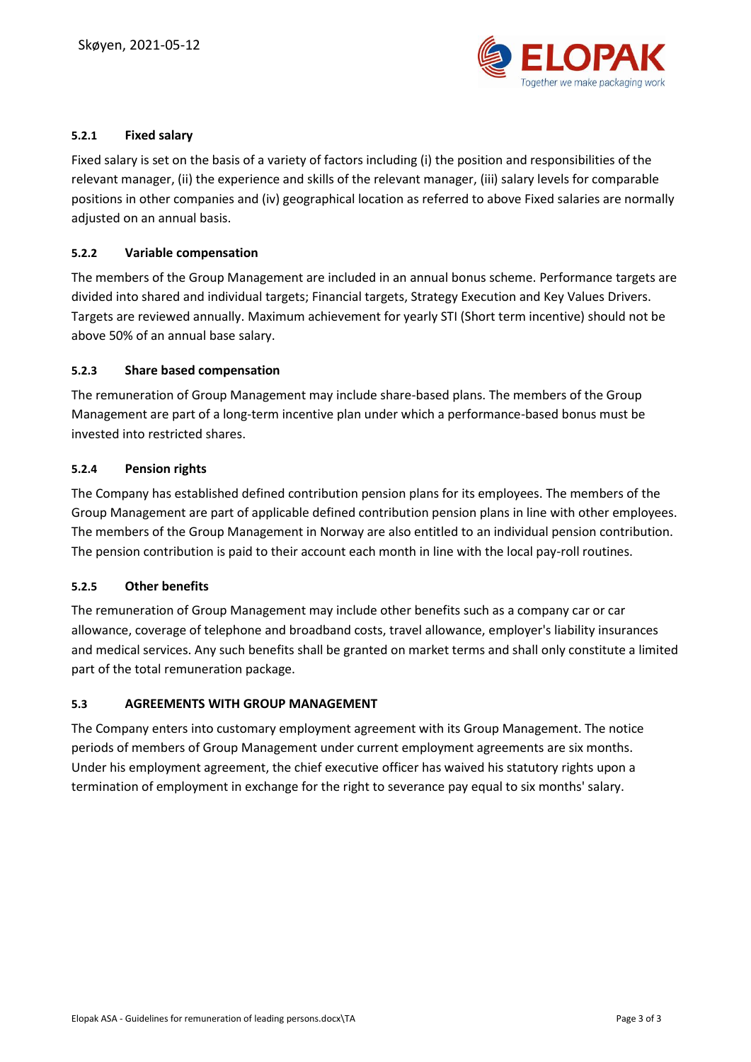Skøyen, 2021-05-12

#### 5.2.1 Fixed salary

Fixed salary is set on the basis of a variety of factors including (i) the position and responsibilities of the relevant manager, (ii) the experience and skills of the relevant manager, (iii) salary levels for comparable positions in other companies and (iv) geographical location as referred to above Fixed salaries are normally adjusted on an annual basis.

#### 5.2.2 Variable compensation

The members of the Group Management are included in an annual bonus scheme. Performance targets are divided into shared and individual targets; Financial targets, Strategy Execution and Key Values Drivers. Targets are reviewed annually. Maximum achievement for yearly STI (Short term incentive) should not be above 50% of an annual base salary.

#### 5.2.3 Share based compensation

The remuneration of Group Management may include share-based plans. The members of the Group Management are part of a long-term incentive plan under which a performance-based bonus must be invested into restricted shares.

#### 5.2.4 Pension rights

The Company has established defined contribution pension plans for its employees. The members of the Group Management are part of applicable defined contribution pension plans in line with other employees. The members of the Group Management in Norway are also entitled to an individual pension contribution. The pension contribution is paid to their account each month in line with the local pay-roll routines.

#### 5.2.5 Other benefits

The remuneration of Group Management may include other benefits such as a company car or car allowance, coverage of telephone and broadband costs, travel allowance, employer's liability insurances and medical services. Any such benefits shall be granted on market terms and shall only constitute a limited part of the total remuneration package.

### 5.3 AGREEMENTS WITH GROUP MANAGEMENT

The Company enters into customary employment agreement with its Group Management. The notice periods of members of Group Management under current employment agreements are six months. Under his employment agreement, the chief executive officer has waived his statutory rights upon a termination of employment in exchange for the right to severance pay equal to six months' salary.